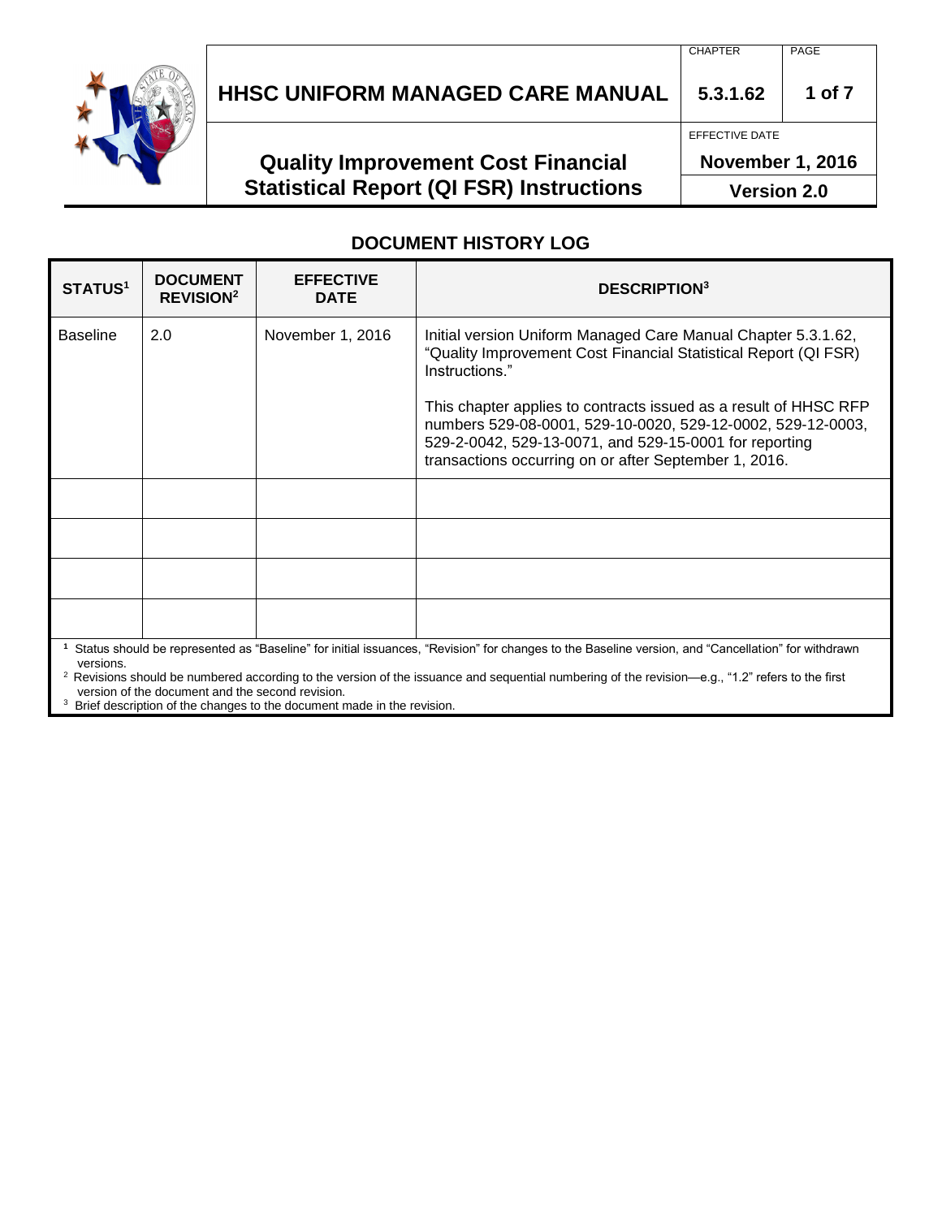# HHSC UNIFORM MANAGED CARE MANUAL

| CHAPTER | PAGE |
|---|---|
| 5.3.1.62 | 1 of 7 |

## Quality Improvement Cost Financial Statistical Report (QI FSR) Instructions

EFFECTIVE DATE: **November 1, 2016**

**Version 2.0**

## DOCUMENT HISTORY LOG

| STATUS[1] | DOCUMENT REVISION[2] | EFFECTIVE DATE | DESCRIPTION[3] |
|---|---|---|---|
| Baseline | 2.0 | November 1, 2016 | Initial version Uniform Managed Care Manual Chapter 5.3.1.62, “Quality Improvement Cost Financial Statistical Report (QI FSR) Instructions.”<br><br>This chapter applies to contracts issued as a result of HHSC RFP numbers 529-08-0001, 529-10-0020, 529-12-0002, 529-12-0003, 529-2-0042, 529-13-0071, and 529-15-0001 for reporting transactions occurring on or after September 1, 2016. |
| | | | |
| | | | |
| | | | |
| | | | |

[1] Status should be represented as “Baseline” for initial issuances, “Revision” for changes to the Baseline version, and “Cancellation” for withdrawn versions.

[2] Revisions should be numbered according to the version of the issuance and sequential numbering of the revision—e.g., “1.2” refers to the first version of the document and the second revision.

[3] Brief description of the changes to the document made in the revision.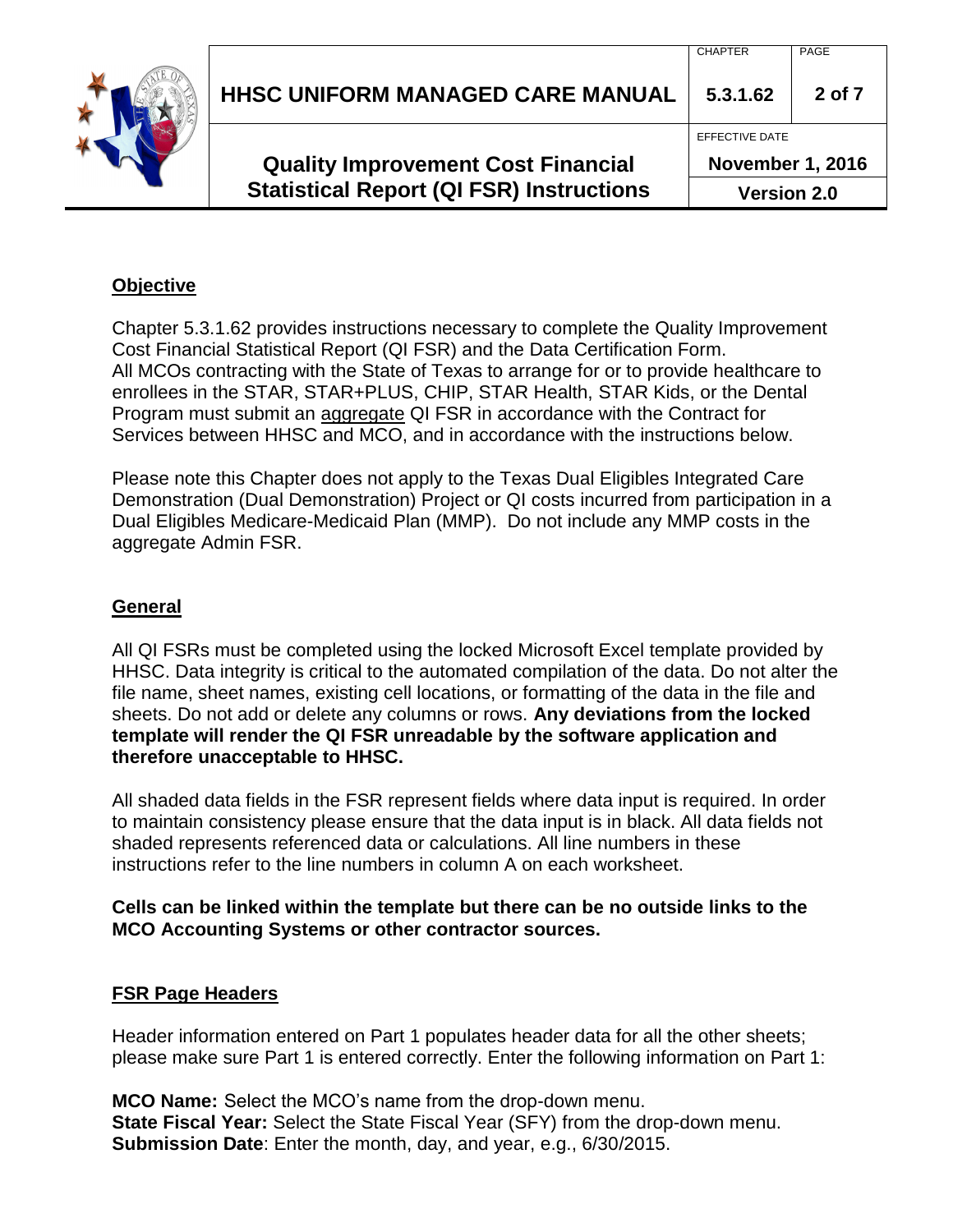## Objective

Chapter 5.3.1.62 provides instructions necessary to complete the Quality Improvement Cost Financial Statistical Report (QI FSR) and the Data Certification Form. All MCOs contracting with the State of Texas to arrange for or to provide healthcare to enrollees in the STAR, STAR+PLUS, CHIP, STAR Health, STAR Kids, or the Dental Program must submit an aggregate QI FSR in accordance with the Contract for Services between HHSC and MCO, and in accordance with the instructions below.

Please note this Chapter does not apply to the Texas Dual Eligibles Integrated Care Demonstration (Dual Demonstration) Project or QI costs incurred from participation in a Dual Eligibles Medicare-Medicaid Plan (MMP). Do not include any MMP costs in the aggregate Admin FSR.

## General

All QI FSRs must be completed using the locked Microsoft Excel template provided by HHSC. Data integrity is critical to the automated compilation of the data. Do not alter the file name, sheet names, existing cell locations, or formatting of the data in the file and sheets. Do not add or delete any columns or rows. **Any deviations from the locked template will render the QI FSR unreadable by the software application and therefore unacceptable to HHSC.**

All shaded data fields in the FSR represent fields where data input is required. In order to maintain consistency please ensure that the data input is in black. All data fields not shaded represents referenced data or calculations. All line numbers in these instructions refer to the line numbers in column A on each worksheet.

**Cells can be linked within the template but there can be no outside links to the MCO Accounting Systems or other contractor sources.**

## FSR Page Headers

Header information entered on Part 1 populates header data for all the other sheets; please make sure Part 1 is entered correctly. Enter the following information on Part 1:

**MCO Name:** Select the MCO's name from the drop-down menu.
**State Fiscal Year:** Select the State Fiscal Year (SFY) from the drop-down menu.
**Submission Date**: Enter the month, day, and year, e.g., 6/30/2015.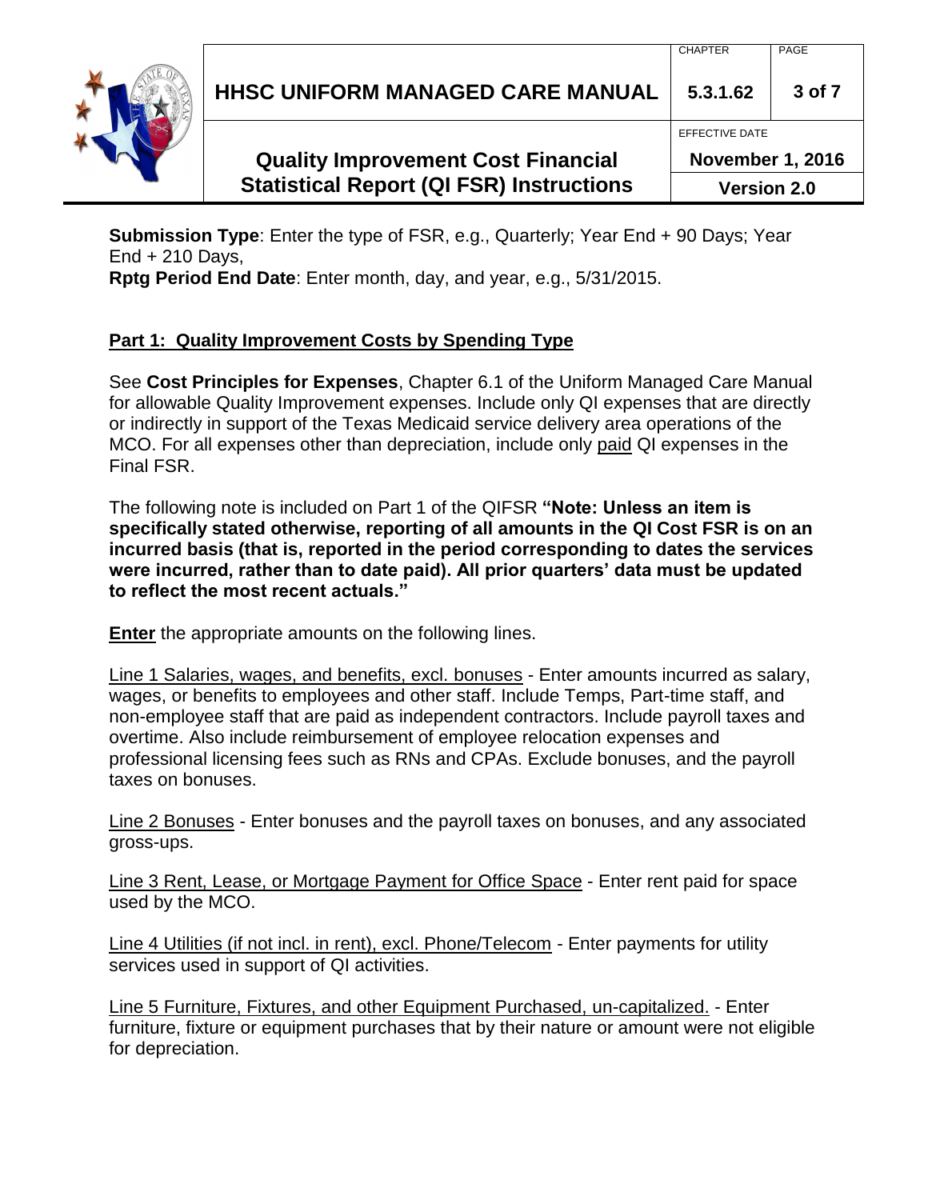**Submission Type**: Enter the type of FSR, e.g., Quarterly; Year End + 90 Days; Year End + 210 Days,
**Rptg Period End Date**: Enter month, day, and year, e.g., 5/31/2015.

## Part 1: Quality Improvement Costs by Spending Type

See **Cost Principles for Expenses**, Chapter 6.1 of the Uniform Managed Care Manual for allowable Quality Improvement expenses. Include only QI expenses that are directly or indirectly in support of the Texas Medicaid service delivery area operations of the MCO. For all expenses other than depreciation, include only paid QI expenses in the Final FSR.

The following note is included on Part 1 of the QIFSR **"Note: Unless an item is specifically stated otherwise, reporting of all amounts in the QI Cost FSR is on an incurred basis (that is, reported in the period corresponding to dates the services were incurred, rather than to date paid). All prior quarters' data must be updated to reflect the most recent actuals."**

**Enter** the appropriate amounts on the following lines.

Line 1 Salaries, wages, and benefits, excl. bonuses - Enter amounts incurred as salary, wages, or benefits to employees and other staff. Include Temps, Part-time staff, and non-employee staff that are paid as independent contractors. Include payroll taxes and overtime. Also include reimbursement of employee relocation expenses and professional licensing fees such as RNs and CPAs. Exclude bonuses, and the payroll taxes on bonuses.

Line 2 Bonuses - Enter bonuses and the payroll taxes on bonuses, and any associated gross-ups.

Line 3 Rent, Lease, or Mortgage Payment for Office Space - Enter rent paid for space used by the MCO.

Line 4 Utilities (if not incl. in rent), excl. Phone/Telecom - Enter payments for utility services used in support of QI activities.

Line 5 Furniture, Fixtures, and other Equipment Purchased, un-capitalized. - Enter furniture, fixture or equipment purchases that by their nature or amount were not eligible for depreciation.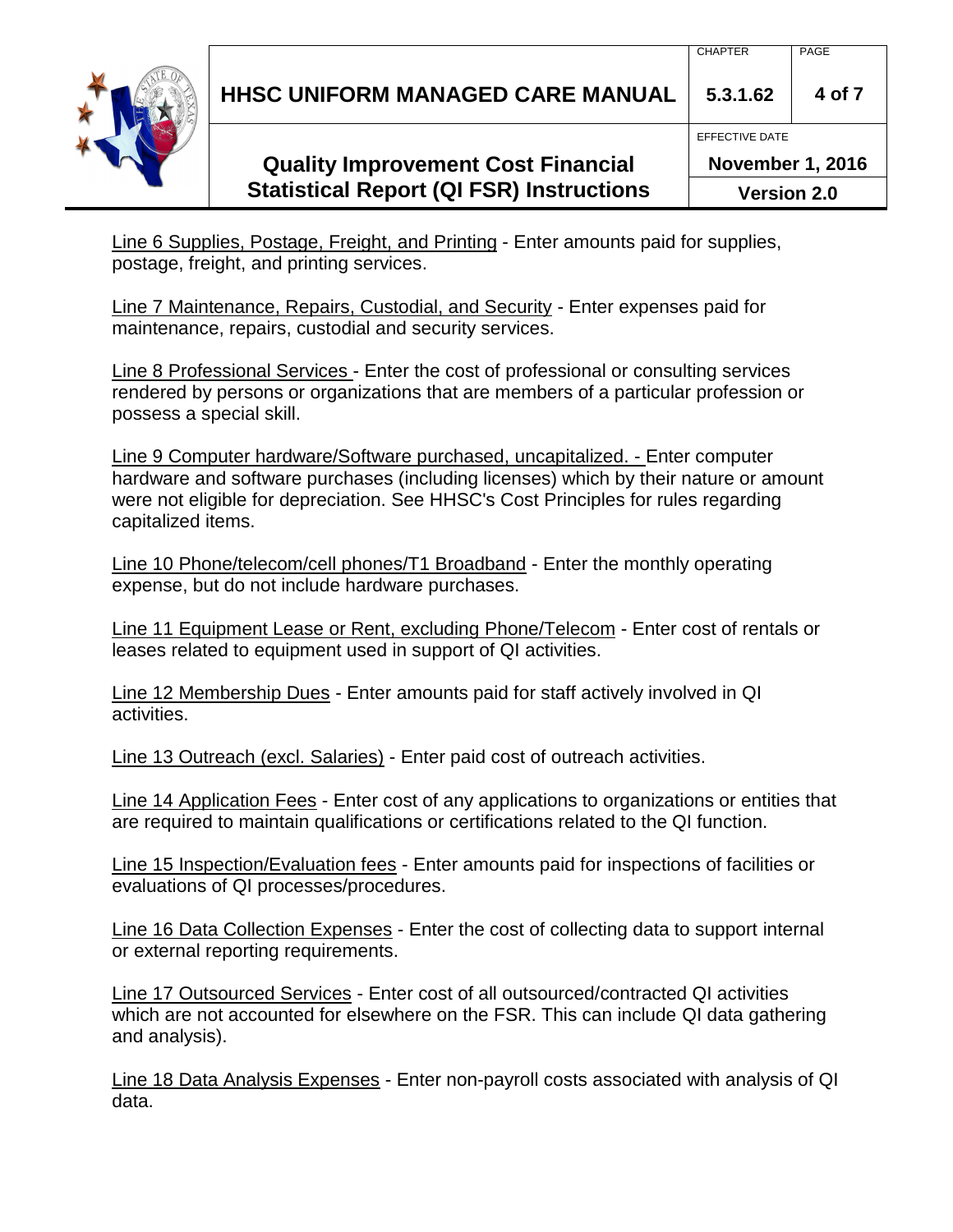Line 6 Supplies, Postage, Freight, and Printing - Enter amounts paid for supplies, postage, freight, and printing services.

Line 7 Maintenance, Repairs, Custodial, and Security - Enter expenses paid for maintenance, repairs, custodial and security services.

Line 8 Professional Services - Enter the cost of professional or consulting services rendered by persons or organizations that are members of a particular profession or possess a special skill.

Line 9 Computer hardware/Software purchased, uncapitalized. - Enter computer hardware and software purchases (including licenses) which by their nature or amount were not eligible for depreciation. See HHSC's Cost Principles for rules regarding capitalized items.

Line 10 Phone/telecom/cell phones/T1 Broadband - Enter the monthly operating expense, but do not include hardware purchases.

Line 11 Equipment Lease or Rent, excluding Phone/Telecom - Enter cost of rentals or leases related to equipment used in support of QI activities.

Line 12 Membership Dues - Enter amounts paid for staff actively involved in QI activities.

Line 13 Outreach (excl. Salaries) - Enter paid cost of outreach activities.

Line 14 Application Fees - Enter cost of any applications to organizations or entities that are required to maintain qualifications or certifications related to the QI function.

Line 15 Inspection/Evaluation fees - Enter amounts paid for inspections of facilities or evaluations of QI processes/procedures.

Line 16 Data Collection Expenses - Enter the cost of collecting data to support internal or external reporting requirements.

Line 17 Outsourced Services - Enter cost of all outsourced/contracted QI activities which are not accounted for elsewhere on the FSR. This can include QI data gathering and analysis).

Line 18 Data Analysis Expenses - Enter non-payroll costs associated with analysis of QI data.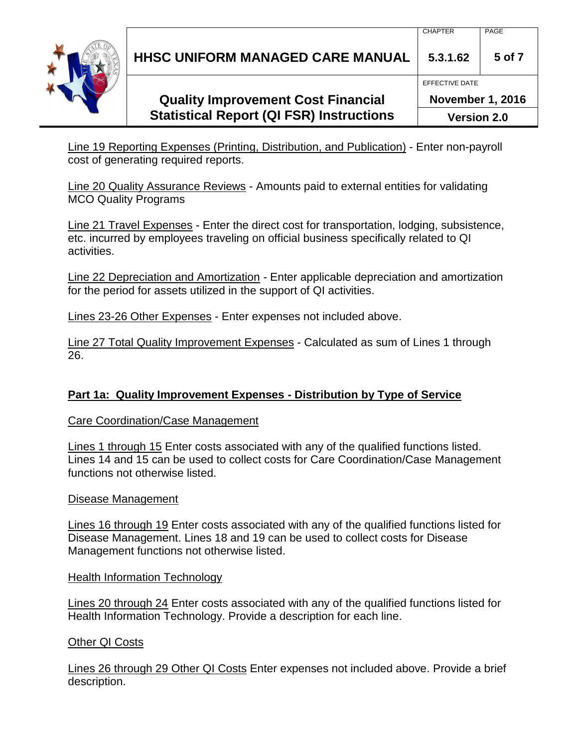Line 19 Reporting Expenses (Printing, Distribution, and Publication) - Enter non-payroll cost of generating required reports.

Line 20 Quality Assurance Reviews - Amounts paid to external entities for validating MCO Quality Programs

Line 21 Travel Expenses - Enter the direct cost for transportation, lodging, subsistence, etc. incurred by employees traveling on official business specifically related to QI activities.

Line 22 Depreciation and Amortization - Enter applicable depreciation and amortization for the period for assets utilized in the support of QI activities.

Lines 23-26 Other Expenses - Enter expenses not included above.

Line 27 Total Quality Improvement Expenses - Calculated as sum of Lines 1 through 26.

## Part 1a: Quality Improvement Expenses - Distribution by Type of Service

Care Coordination/Case Management

Lines 1 through 15 Enter costs associated with any of the qualified functions listed. Lines 14 and 15 can be used to collect costs for Care Coordination/Case Management functions not otherwise listed.

Disease Management

Lines 16 through 19 Enter costs associated with any of the qualified functions listed for Disease Management. Lines 18 and 19 can be used to collect costs for Disease Management functions not otherwise listed.

Health Information Technology

Lines 20 through 24 Enter costs associated with any of the qualified functions listed for Health Information Technology. Provide a description for each line.

Other QI Costs

Lines 26 through 29 Other QI Costs Enter expenses not included above. Provide a brief description.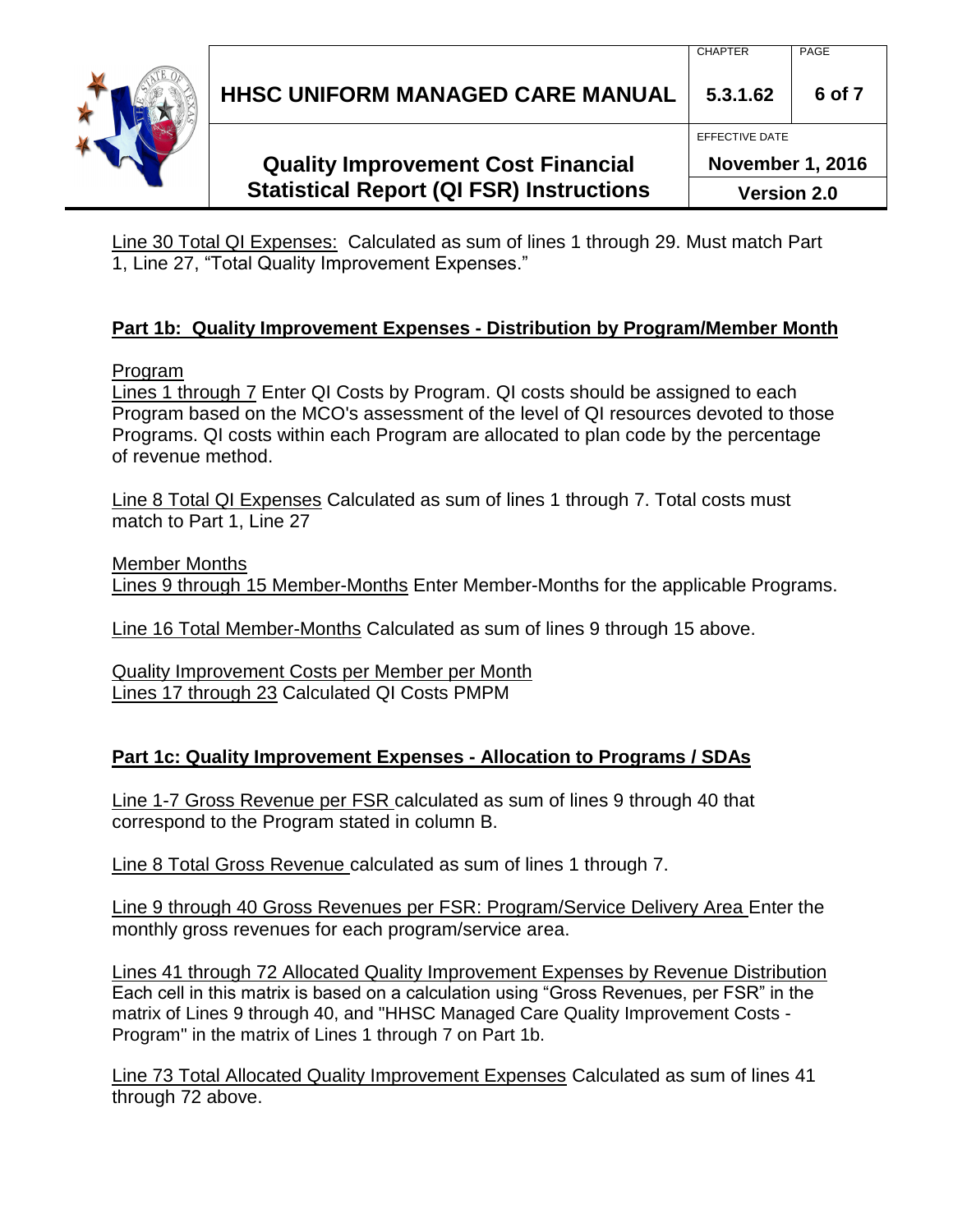Line 30 Total QI Expenses: Calculated as sum of lines 1 through 29. Must match Part 1, Line 27, "Total Quality Improvement Expenses."

## Part 1b: Quality Improvement Expenses - Distribution by Program/Member Month

Program

Lines 1 through 7 Enter QI Costs by Program. QI costs should be assigned to each Program based on the MCO's assessment of the level of QI resources devoted to those Programs. QI costs within each Program are allocated to plan code by the percentage of revenue method.

Line 8 Total QI Expenses Calculated as sum of lines 1 through 7. Total costs must match to Part 1, Line 27

Member Months

Lines 9 through 15 Member-Months Enter Member-Months for the applicable Programs.

Line 16 Total Member-Months Calculated as sum of lines 9 through 15 above.

Quality Improvement Costs per Member per Month

Lines 17 through 23 Calculated QI Costs PMPM

## Part 1c: Quality Improvement Expenses - Allocation to Programs / SDAs

Line 1-7 Gross Revenue per FSR calculated as sum of lines 9 through 40 that correspond to the Program stated in column B.

Line 8 Total Gross Revenue calculated as sum of lines 1 through 7.

Line 9 through 40 Gross Revenues per FSR: Program/Service Delivery Area Enter the monthly gross revenues for each program/service area.

Lines 41 through 72 Allocated Quality Improvement Expenses by Revenue Distribution
Each cell in this matrix is based on a calculation using "Gross Revenues, per FSR" in the matrix of Lines 9 through 40, and "HHSC Managed Care Quality Improvement Costs - Program" in the matrix of Lines 1 through 7 on Part 1b.

Line 73 Total Allocated Quality Improvement Expenses Calculated as sum of lines 41 through 72 above.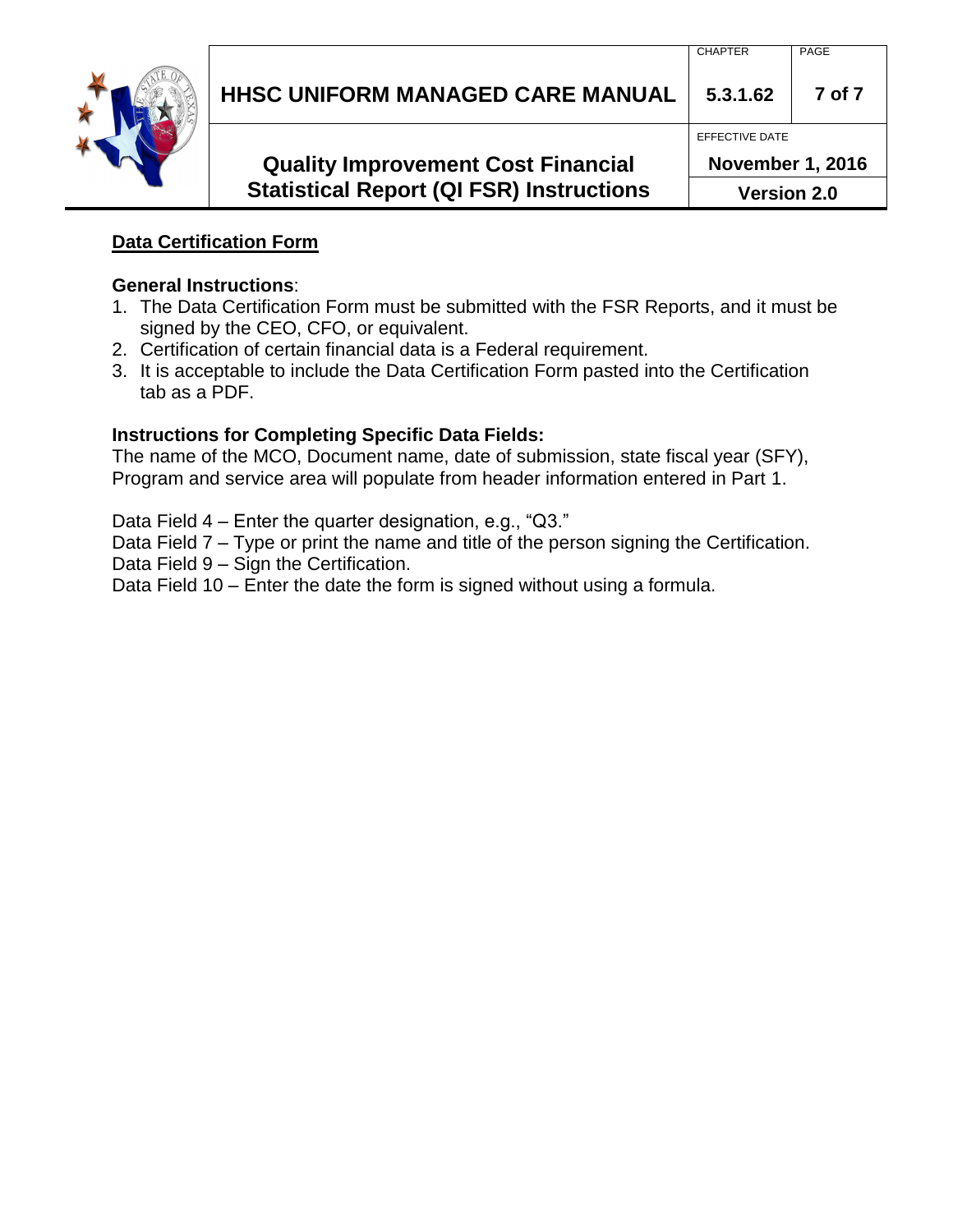## Data Certification Form

**General Instructions**:

1. The Data Certification Form must be submitted with the FSR Reports, and it must be signed by the CEO, CFO, or equivalent.
2. Certification of certain financial data is a Federal requirement.
3. It is acceptable to include the Data Certification Form pasted into the Certification tab as a PDF.

**Instructions for Completing Specific Data Fields:**

The name of the MCO, Document name, date of submission, state fiscal year (SFY), Program and service area will populate from header information entered in Part 1.

Data Field 4 – Enter the quarter designation, e.g., "Q3."
Data Field 7 – Type or print the name and title of the person signing the Certification.
Data Field 9 – Sign the Certification.
Data Field 10 – Enter the date the form is signed without using a formula.